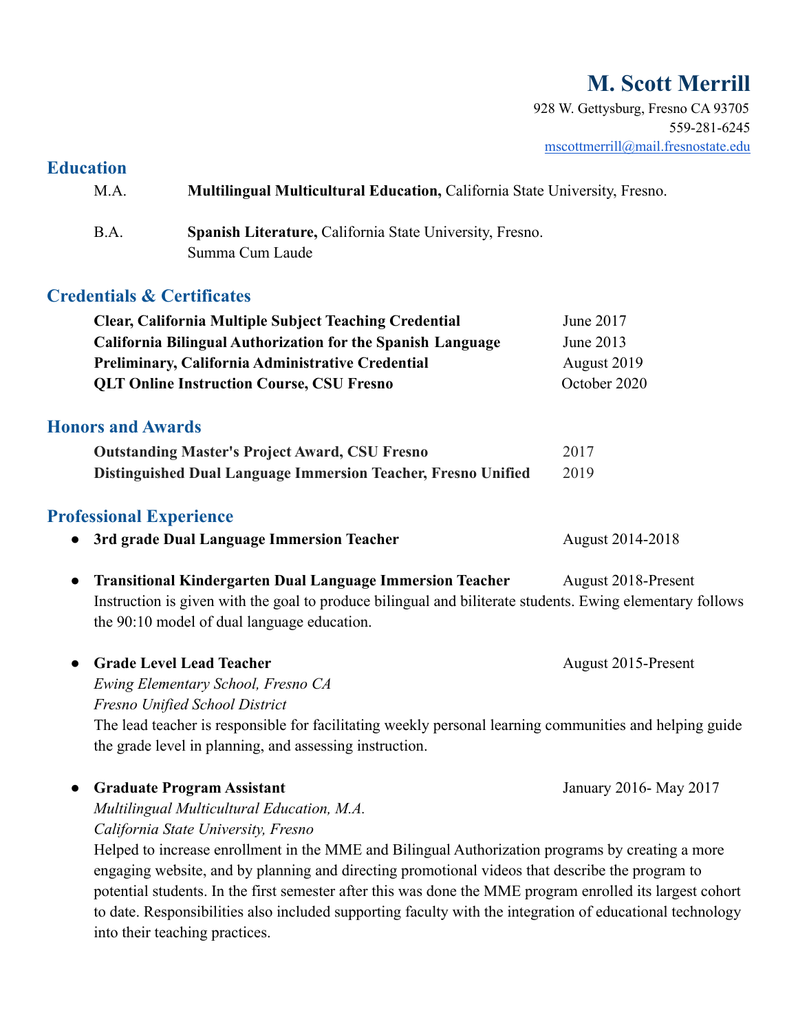# M. Scott Merrill

928 W. Gettysburg, Fresno CA 93705
559-281-6245
mscottmerrill@mail.fresnostate.edu

## Education

M.A. **Multilingual Multicultural Education,** California State University, Fresno.

B.A. **Spanish Literature,** California State University, Fresno.
Summa Cum Laude

## Credentials & Certificates

**Clear, California Multiple Subject Teaching Credential** June 2017
**California Bilingual Authorization for the Spanish Language** June 2013
**Preliminary, California Administrative Credential** August 2019
**QLT Online Instruction Course, CSU Fresno** October 2020

## Honors and Awards

**Outstanding Master's Project Award, CSU Fresno** 2017
**Distinguished Dual Language Immersion Teacher, Fresno Unified** 2019

## Professional Experience

- **3rd grade Dual Language Immersion Teacher** August 2014-2018

- **Transitional Kindergarten Dual Language Immersion Teacher** August 2018-Present
  Instruction is given with the goal to produce bilingual and biliterate students. Ewing elementary follows the 90:10 model of dual language education.

- **Grade Level Lead Teacher** August 2015-Present
  *Ewing Elementary School, Fresno CA*
  *Fresno Unified School District*
  The lead teacher is responsible for facilitating weekly personal learning communities and helping guide the grade level in planning, and assessing instruction.

- **Graduate Program Assistant** January 2016- May 2017
  *Multilingual Multicultural Education, M.A.*
  *California State University, Fresno*
  Helped to increase enrollment in the MME and Bilingual Authorization programs by creating a more engaging website, and by planning and directing promotional videos that describe the program to potential students. In the first semester after this was done the MME program enrolled its largest cohort to date. Responsibilities also included supporting faculty with the integration of educational technology into their teaching practices.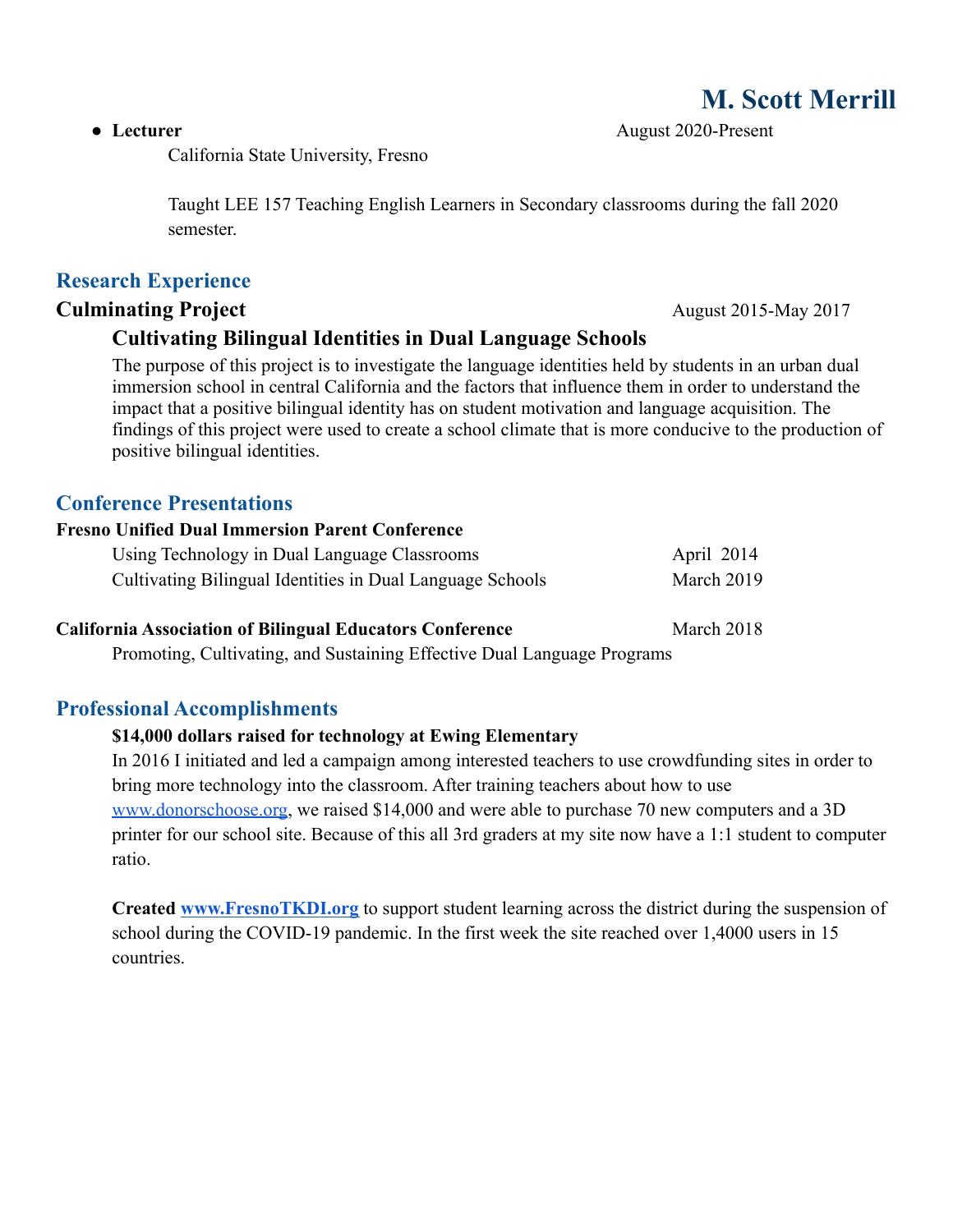# M. Scott Merrill

- **Lecturer** August 2020-Present

  California State University, Fresno

  Taught LEE 157 Teaching English Learners in Secondary classrooms during the fall 2020 semester.

## Research Experience

### Culminating Project August 2015-May 2017

#### Cultivating Bilingual Identities in Dual Language Schools

The purpose of this project is to investigate the language identities held by students in an urban dual immersion school in central California and the factors that influence them in order to understand the impact that a positive bilingual identity has on student motivation and language acquisition. The findings of this project were used to create a school climate that is more conducive to the production of positive bilingual identities.

## Conference Presentations

**Fresno Unified Dual Immersion Parent Conference**

Using Technology in Dual Language Classrooms April 2014

Cultivating Bilingual Identities in Dual Language Schools March 2019

**California Association of Bilingual Educators Conference** March 2018

Promoting, Cultivating, and Sustaining Effective Dual Language Programs

## Professional Accomplishments

**$14,000 dollars raised for technology at Ewing Elementary**

In 2016 I initiated and led a campaign among interested teachers to use crowdfunding sites in order to bring more technology into the classroom. After training teachers about how to use www.donorschoose.org, we raised $14,000 and were able to purchase 70 new computers and a 3D printer for our school site. Because of this all 3rd graders at my site now have a 1:1 student to computer ratio.

**Created www.FresnoTKDI.org** to support student learning across the district during the suspension of school during the COVID-19 pandemic. In the first week the site reached over 1,4000 users in 15 countries.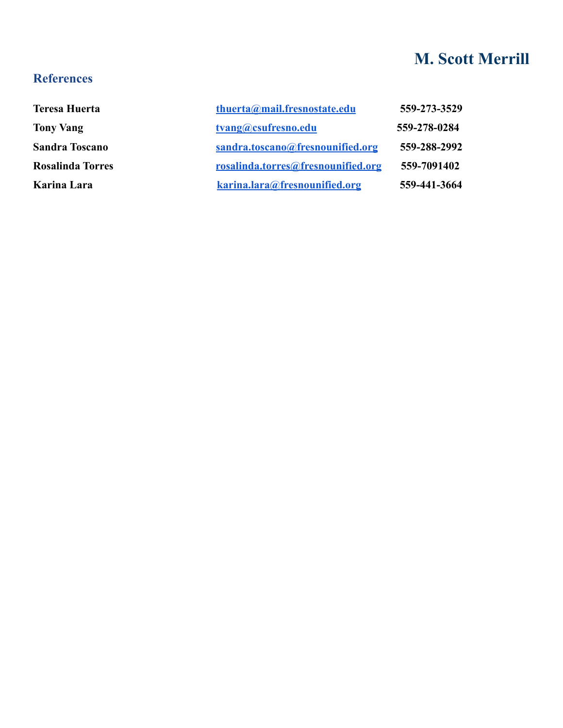# M. Scott Merrill

## References

| | | |
|---|---|---|
| **Teresa Huerta** | **thuerta@mail.fresnostate.edu** | **559-273-3529** |
| **Tony Vang** | **tvang@csufresno.edu** | **559-278-0284** |
| **Sandra Toscano** | **sandra.toscano@fresnounified.org** | **559-288-2992** |
| **Rosalinda Torres** | **rosalinda.torres@fresnounified.org** | **559-7091402** |
| **Karina Lara** | **karina.lara@fresnounified.org** | **559-441-3664** |